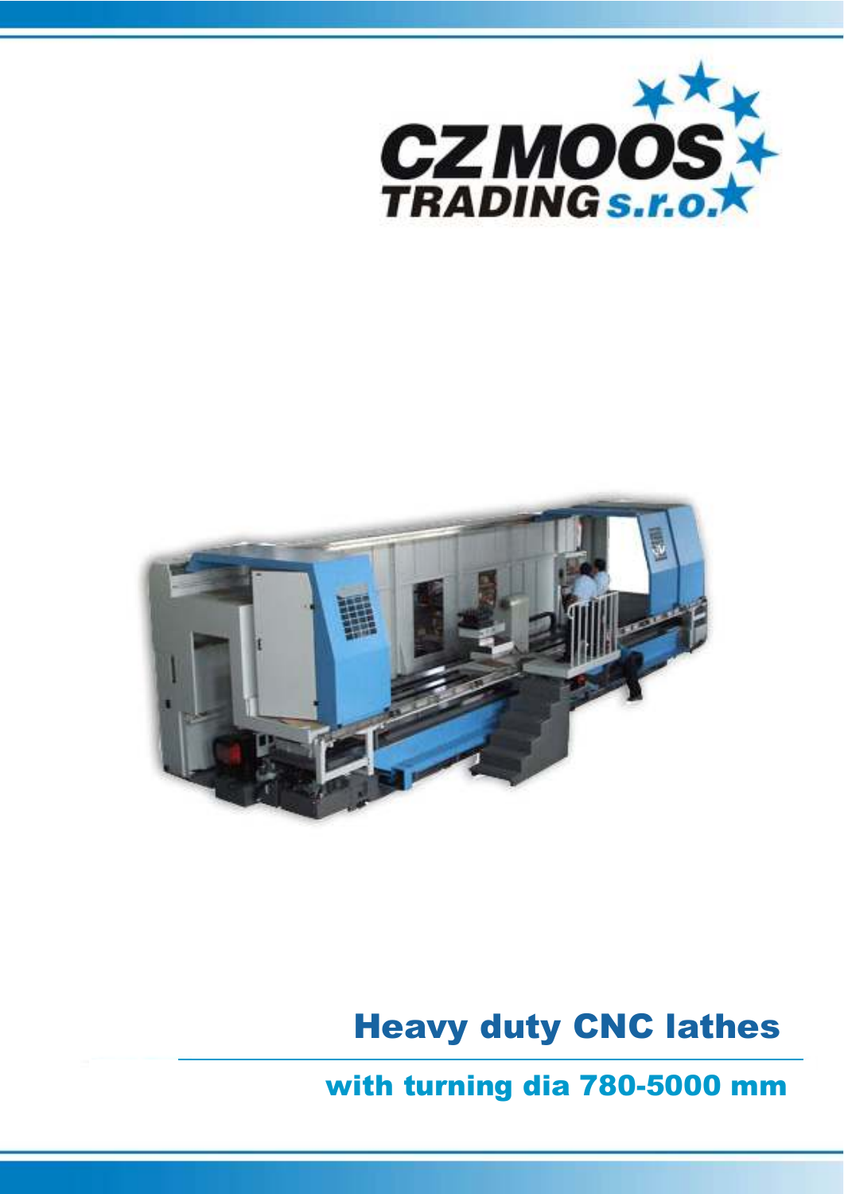CZ MOOS TRADING s.r.o.

# Heavy duty CNC lathes

## with turning dia 780-5000 mm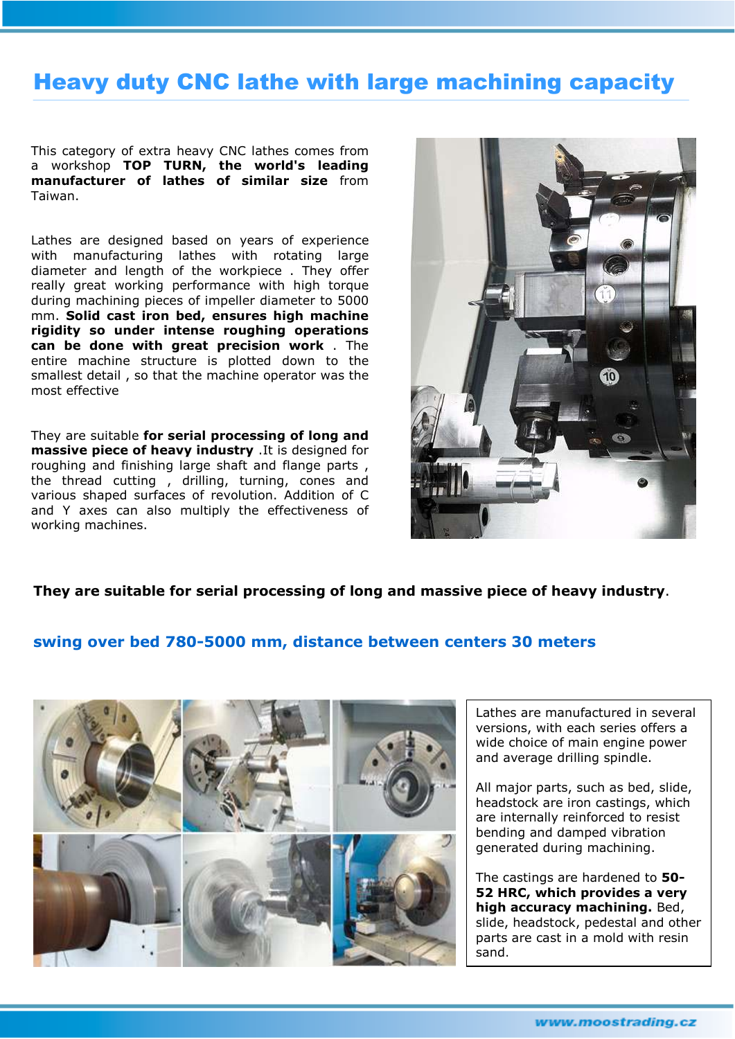# Heavy duty CNC lathe with large machining capacity

This category of extra heavy CNC lathes comes from a workshop **TOP TURN, the world's leading manufacturer of lathes of similar size** from Taiwan.

Lathes are designed based on years of experience with manufacturing lathes with rotating large diameter and length of the workpiece . They offer really great working performance with high torque during machining pieces of impeller diameter to 5000 mm. **Solid cast iron bed, ensures high machine rigidity so under intense roughing operations can be done with great precision work** . The entire machine structure is plotted down to the smallest detail , so that the machine operator was the most effective

They are suitable **for serial processing of long and massive piece of heavy industry** .It is designed for roughing and finishing large shaft and flange parts , the thread cutting , drilling, turning, cones and various shaped surfaces of revolution. Addition of C and Y axes can also multiply the effectiveness of working machines.

**They are suitable for serial processing of long and massive piece of heavy industry**.

## swing over bed 780-5000 mm, distance between centers 30 meters

Lathes are manufactured in several versions, with each series offers a wide choice of main engine power and average drilling spindle.

All major parts, such as bed, slide, headstock are iron castings, which are internally reinforced to resist bending and damped vibration generated during machining.

The castings are hardened to **50-52 HRC, which provides a very high accuracy machining.** Bed, slide, headstock, pedestal and other parts are cast in a mold with resin sand.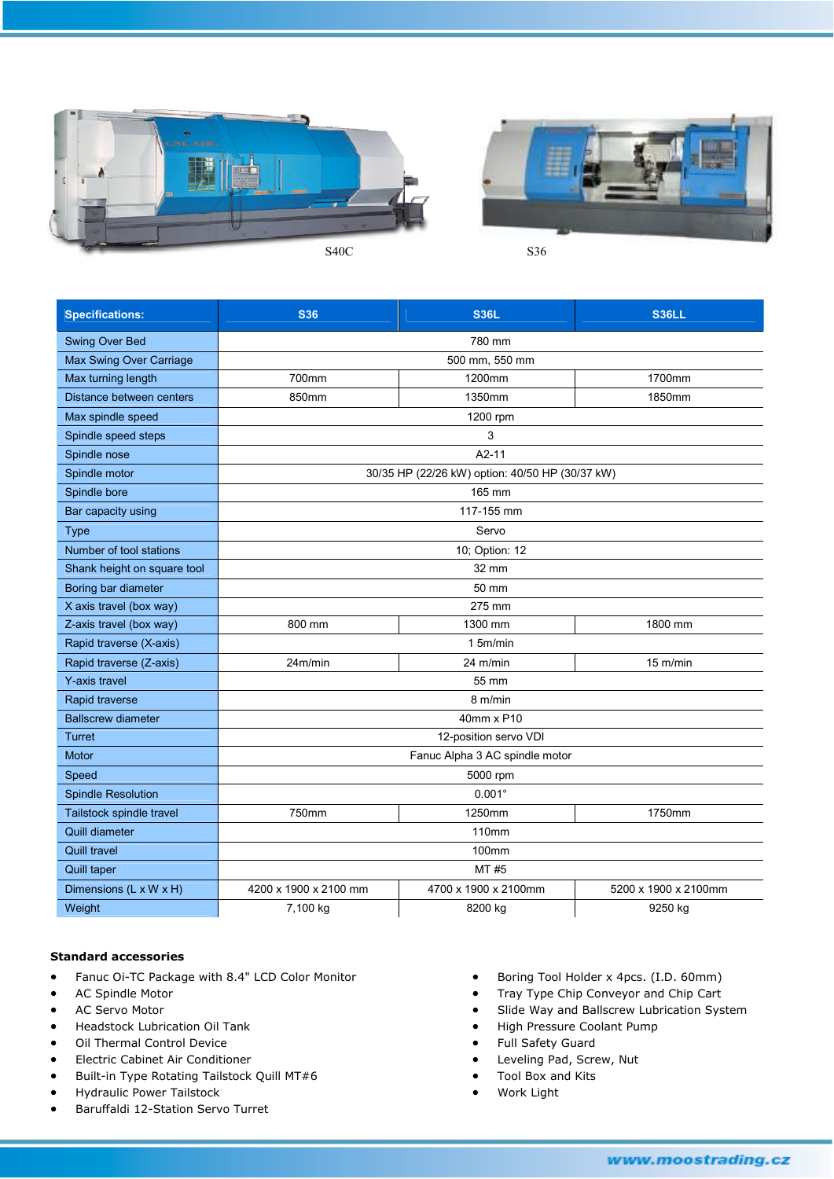S40C

S36

| Specifications: | S36 | S36L | S36LL |
|---|---|---|---|
| Swing Over Bed | 780 mm | | |
| Max Swing Over Carriage | 500 mm, 550 mm | | |
| Max turning length | 700mm | 1200mm | 1700mm |
| Distance between centers | 850mm | 1350mm | 1850mm |
| Max spindle speed | 1200 rpm | | |
| Spindle speed steps | 3 | | |
| Spindle nose | A2-11 | | |
| Spindle motor | 30/35 HP (22/26 kW) option: 40/50 HP (30/37 kW) | | |
| Spindle bore | 165 mm | | |
| Bar capacity using | 117-155 mm | | |
| Type | Servo | | |
| Number of tool stations | 10; Option: 12 | | |
| Shank height on square tool | 32 mm | | |
| Boring bar diameter | 50 mm | | |
| X axis travel (box way) | 275 mm | | |
| Z-axis travel (box way) | 800 mm | 1300 mm | 1800 mm |
| Rapid traverse (X-axis) | 1 5m/min | | |
| Rapid traverse (Z-axis) | 24m/min | 24 m/min | 15 m/min |
| Y-axis travel | 55 mm | | |
| Rapid traverse | 8 m/min | | |
| Ballscrew diameter | 40mm x P10 | | |
| Turret | 12-position servo VDI | | |
| Motor | Fanuc Alpha 3 AC spindle motor | | |
| Speed | 5000 rpm | | |
| Spindle Resolution | 0.001° | | |
| Tailstock spindle travel | 750mm | 1250mm | 1750mm |
| Quill diameter | 110mm | | |
| Quill travel | 100mm | | |
| Quill taper | MT #5 | | |
| Dimensions (L x W x H) | 4200 x 1900 x 2100 mm | 4700 x 1900 x 2100mm | 5200 x 1900 x 2100mm |
| Weight | 7,100 kg | 8200 kg | 9250 kg |

**Standard accessories**

- Fanuc Oi-TC Package with 8.4" LCD Color Monitor
- AC Spindle Motor
- AC Servo Motor
- Headstock Lubrication Oil Tank
- Oil Thermal Control Device
- Electric Cabinet Air Conditioner
- Built-in Type Rotating Tailstock Quill MT#6
- Hydraulic Power Tailstock
- Baruffaldi 12-Station Servo Turret
- Boring Tool Holder x 4pcs. (I.D. 60mm)
- Tray Type Chip Conveyor and Chip Cart
- Slide Way and Ballscrew Lubrication System
- High Pressure Coolant Pump
- Full Safety Guard
- Leveling Pad, Screw, Nut
- Tool Box and Kits
- Work Light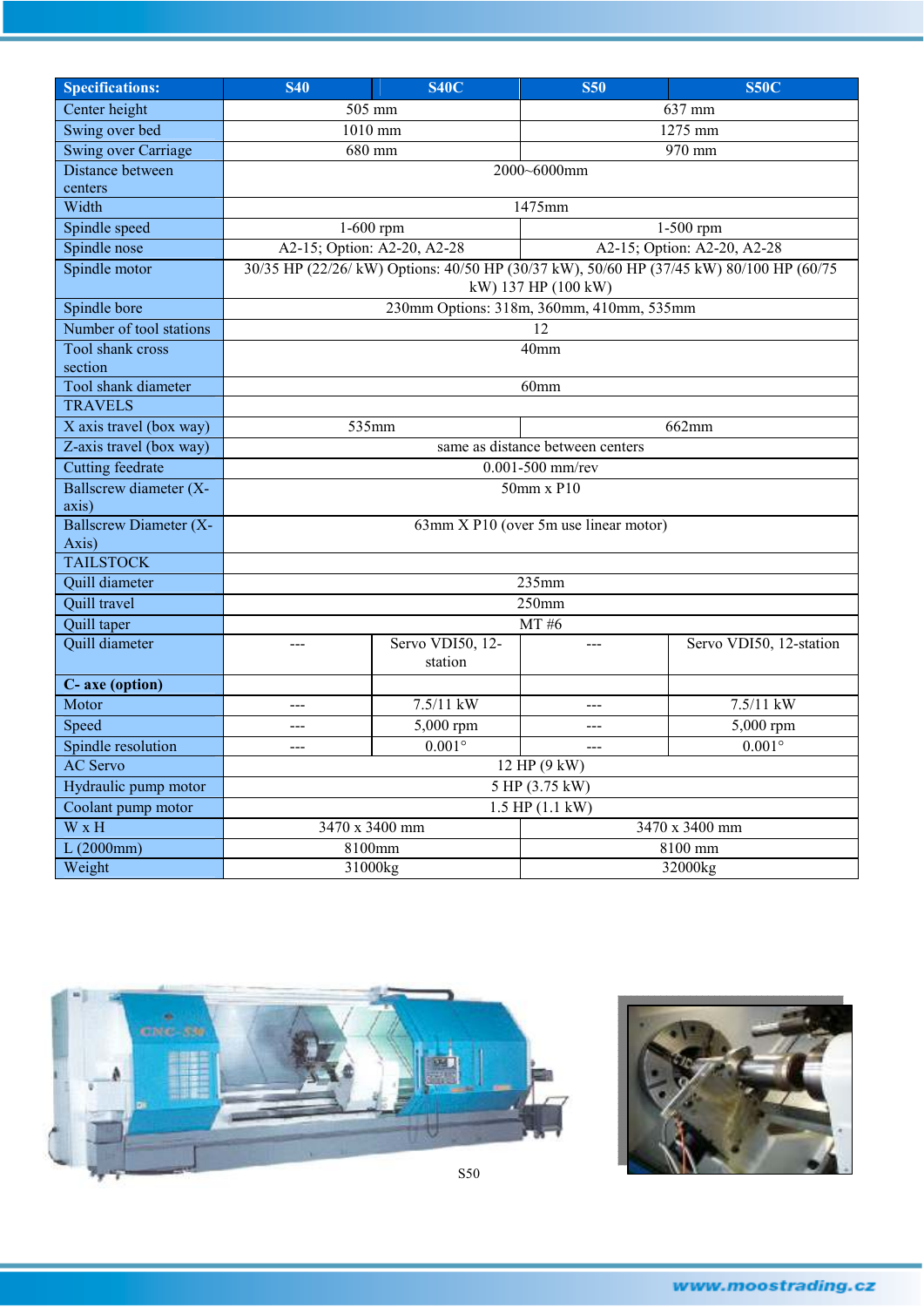| Specifications: | S40 | S40C | S50 | S50C |
|---|---|---|---|---|
| Center height | 505 mm | | 637 mm | |
| Swing over bed | 1010 mm | | 1275 mm | |
| Swing over Carriage | 680 mm | | 970 mm | |
| Distance between centers | 2000~6000mm | | | |
| Width | 1475mm | | | |
| Spindle speed | 1-600 rpm | | 1-500 rpm | |
| Spindle nose | A2-15; Option: A2-20, A2-28 | | A2-15; Option: A2-20, A2-28 | |
| Spindle motor | 30/35 HP (22/26/ kW) Options: 40/50 HP (30/37 kW), 50/60 HP (37/45 kW) 80/100 HP (60/75 kW) 137 HP (100 kW) | | | |
| Spindle bore | 230mm Options: 318m, 360mm, 410mm, 535mm | | | |
| Number of tool stations | 12 | | | |
| Tool shank cross section | 40mm | | | |
| Tool shank diameter | 60mm | | | |
| TRAVELS | | | | |
| X axis travel (box way) | 535mm | | 662mm | |
| Z-axis travel (box way) | same as distance between centers | | | |
| Cutting feedrate | 0.001-500 mm/rev | | | |
| Ballscrew diameter (X-axis) | 50mm x P10 | | | |
| Ballscrew Diameter (X-Axis) | 63mm X P10 (over 5m use linear motor) | | | |
| TAILSTOCK | | | | |
| Quill diameter | 235mm | | | |
| Quill travel | 250mm | | | |
| Quill taper | MT #6 | | | |
| Quill diameter | --- | Servo VDI50, 12-station | --- | Servo VDI50, 12-station |
| **C- axe (option)** | | | | |
| Motor | --- | 7.5/11 kW | --- | 7.5/11 kW |
| Speed | --- | 5,000 rpm | --- | 5,000 rpm |
| Spindle resolution | --- | 0.001° | --- | 0.001° |
| AC Servo | 12 HP (9 kW) | | | |
| Hydraulic pump motor | 5 HP (3.75 kW) | | | |
| Coolant pump motor | 1.5 HP (1.1 kW) | | | |
| W x H | 3470 x 3400 mm | | 3470 x 3400 mm | |
| L (2000mm) | 8100mm | | 8100 mm | |
| Weight | 31000kg | | 32000kg | |

S50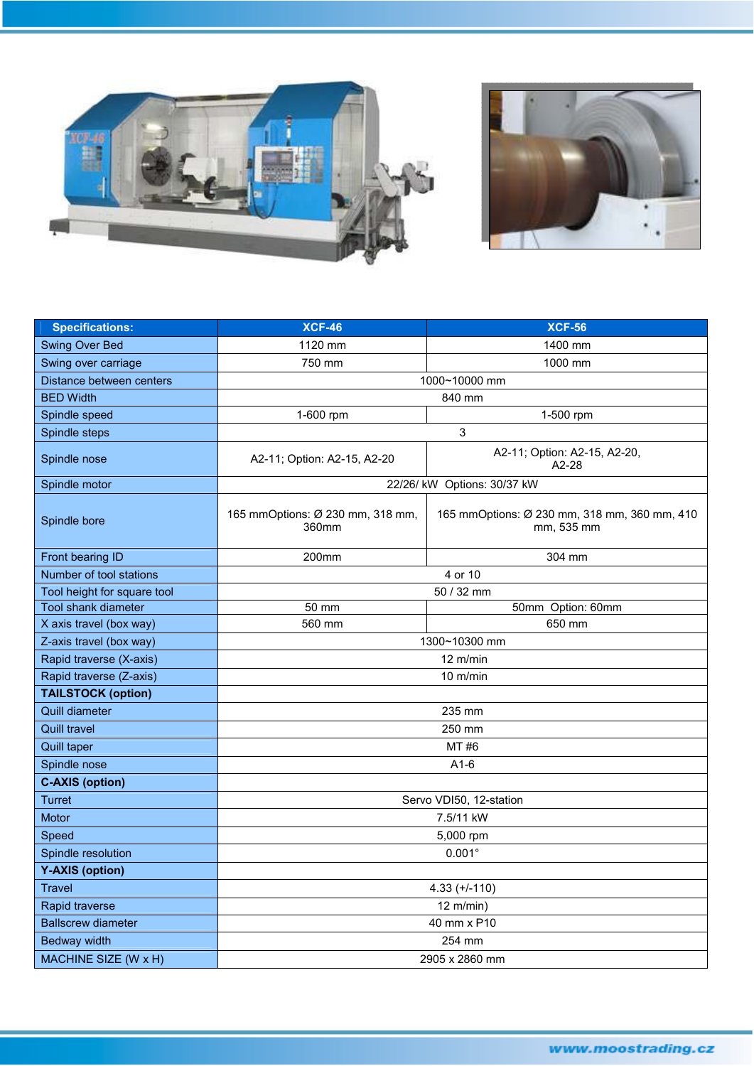| Specifications: | XCF-46 | XCF-56 |
|---|---|---|
| Swing Over Bed | 1120 mm | 1400 mm |
| Swing over carriage | 750 mm | 1000 mm |
| Distance between centers | 1000~10000 mm | |
| BED Width | 840 mm | |
| Spindle speed | 1-600 rpm | 1-500 rpm |
| Spindle steps | 3 | |
| Spindle nose | A2-11; Option: A2-15, A2-20 | A2-11; Option: A2-15, A2-20, A2-28 |
| Spindle motor | 22/26/ kW Options: 30/37 kW | |
| Spindle bore | 165 mmOptions: Ø 230 mm, 318 mm, 360mm | 165 mmOptions: Ø 230 mm, 318 mm, 360 mm, 410 mm, 535 mm |
| Front bearing ID | 200mm | 304 mm |
| Number of tool stations | 4 or 10 | |
| Tool height for square tool | 50 / 32 mm | |
| Tool shank diameter | 50 mm | 50mm Option: 60mm |
| X axis travel (box way) | 560 mm | 650 mm |
| Z-axis travel (box way) | 1300~10300 mm | |
| Rapid traverse (X-axis) | 12 m/min | |
| Rapid traverse (Z-axis) | 10 m/min | |
| **TAILSTOCK (option)** | | |
| Quill diameter | 235 mm | |
| Quill travel | 250 mm | |
| Quill taper | MT #6 | |
| Spindle nose | A1-6 | |
| **C-AXIS (option)** | | |
| Turret | Servo VDI50, 12-station | |
| Motor | 7.5/11 kW | |
| Speed | 5,000 rpm | |
| Spindle resolution | 0.001° | |
| **Y-AXIS (option)** | | |
| Travel | 4.33 (+/-110) | |
| Rapid traverse | 12 m/min) | |
| Ballscrew diameter | 40 mm x P10 | |
| Bedway width | 254 mm | |
| MACHINE SIZE (W x H) | 2905 x 2860 mm | |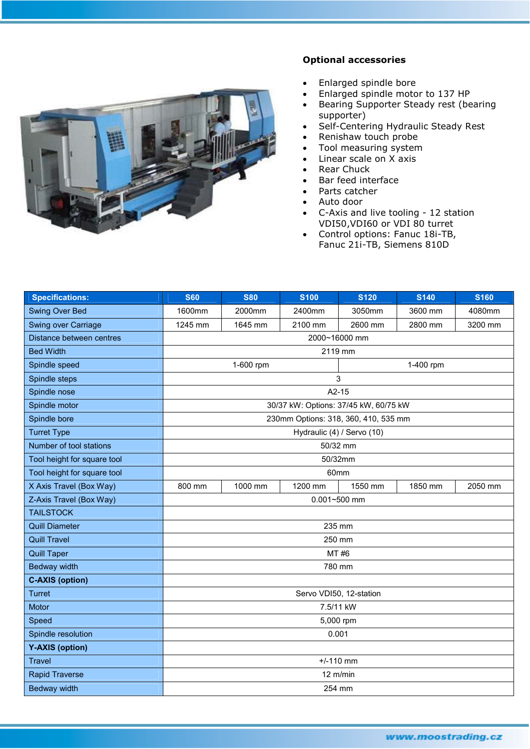**Optional accessories**

- Enlarged spindle bore
- Enlarged spindle motor to 137 HP
- Bearing Supporter Steady rest (bearing supporter)
- Self-Centering Hydraulic Steady Rest
- Renishaw touch probe
- Tool measuring system
- Linear scale on X axis
- Rear Chuck
- Bar feed interface
- Parts catcher
- Auto door
- C-Axis and live tooling - 12 station VDI50,VDI60 or VDI 80 turret
- Control options: Fanuc 18i-TB, Fanuc 21i-TB, Siemens 810D

| Specifications: | S60 | S80 | S100 | S120 | S140 | S160 |
|---|---|---|---|---|---|---|
| Swing Over Bed | 1600mm | 2000mm | 2400mm | 3050mm | 3600 mm | 4080mm |
| Swing over Carriage | 1245 mm | 1645 mm | 2100 mm | 2600 mm | 2800 mm | 3200 mm |
| Distance between centres | 2000~16000 mm | | | | | |
| Bed Width | 2119 mm | | | | | |
| Spindle speed | 1-600 rpm | | | 1-400 rpm | | |
| Spindle steps | 3 | | | | | |
| Spindle nose | A2-15 | | | | | |
| Spindle motor | 30/37 kW: Options: 37/45 kW, 60/75 kW | | | | | |
| Spindle bore | 230mm Options: 318, 360, 410, 535 mm | | | | | |
| Turret Type | Hydraulic (4) / Servo (10) | | | | | |
| Number of tool stations | 50/32 mm | | | | | |
| Tool height for square tool | 50/32mm | | | | | |
| Tool height for square tool | 60mm | | | | | |
| X Axis Travel (Box Way) | 800 mm | 1000 mm | 1200 mm | 1550 mm | 1850 mm | 2050 mm |
| Z-Axis Travel (Box Way) | 0.001~500 mm | | | | | |
| TAILSTOCK | | | | | | |
| Quill Diameter | 235 mm | | | | | |
| Quill Travel | 250 mm | | | | | |
| Quill Taper | MT #6 | | | | | |
| Bedway width | 780 mm | | | | | |
| **C-AXIS (option)** | | | | | | |
| Turret | Servo VDI50, 12-station | | | | | |
| Motor | 7.5/11 kW | | | | | |
| Speed | 5,000 rpm | | | | | |
| Spindle resolution | 0.001 | | | | | |
| **Y-AXIS (option)** | | | | | | |
| Travel | +/-110 mm | | | | | |
| Rapid Traverse | 12 m/min | | | | | |
| Bedway width | 254 mm | | | | | |